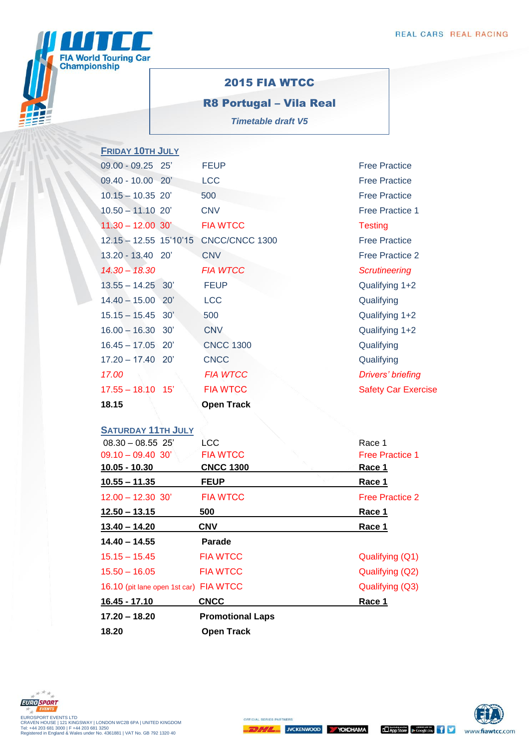# 2015 FIA WTCC

## R8 Portugal – Vila Real

*Timetable draft V5*

### FRIDAY 10TH JULY

| | | |
|---|---|---|
| 09.00 - 09.25 25' | FEUP | Free Practice |
| 09.40 - 10.00 20' | LCC | Free Practice |
| 10.15 – 10.35 20' | 500 | Free Practice |
| 10.50 – 11.10 20' | CNV | Free Practice 1 |
| 11.30 – 12.00 30' | FIA WTCC | Testing |
| 12.15 – 12.55 15'10'15 | CNCC/CNCC 1300 | Free Practice |
| 13.20 - 13.40 20' | CNV | Free Practice 2 |
| *14.30 – 18.30* | *FIA WTCC* | *Scrutineering* |
| 13.55 – 14.25 30' | FEUP | Qualifying 1+2 |
| 14.40 – 15.00 20' | LCC | Qualifying |
| 15.15 – 15.45 30' | 500 | Qualifying 1+2 |
| 16.00 – 16.30 30' | CNV | Qualifying 1+2 |
| 16.45 – 17.05 20' | CNCC 1300 | Qualifying |
| 17.20 – 17.40 20' | CNCC | Qualifying |
| *17.00* | *FIA WTCC* | *Drivers' briefing* |
| 17.55 – 18.10 15' | FIA WTCC | Safety Car Exercise |
| **18.15** | **Open Track** | |

### SATURDAY 11TH JULY

| | | |
|---|---|---|
| 08.30 – 08.55 25' | LCC | Race 1 |
| 09.10 – 09.40 30' | FIA WTCC | Free Practice 1 |
| **10.05 - 10.30** | **CNCC 1300** | **Race 1** |
| **10.55 – 11.35** | **FEUP** | **Race 1** |
| 12.00 – 12.30 30' | FIA WTCC | Free Practice 2 |
| **12.50 – 13.15** | **500** | **Race 1** |
| **13.40 – 14.20** | **CNV** | **Race 1** |
| **14.40 – 14.55** | **Parade** | |
| 15.15 – 15.45 | FIA WTCC | Qualifying (Q1) |
| 15.50 – 16.05 | FIA WTCC | Qualifying (Q2) |
| 16.10 (pit lane open 1st car) | FIA WTCC | Qualifying (Q3) |
| **16.45 - 17.10** | **CNCC** | **Race 1** |
| **17.20 – 18.20** | **Promotional Laps** | |
| **18.20** | **Open Track** | |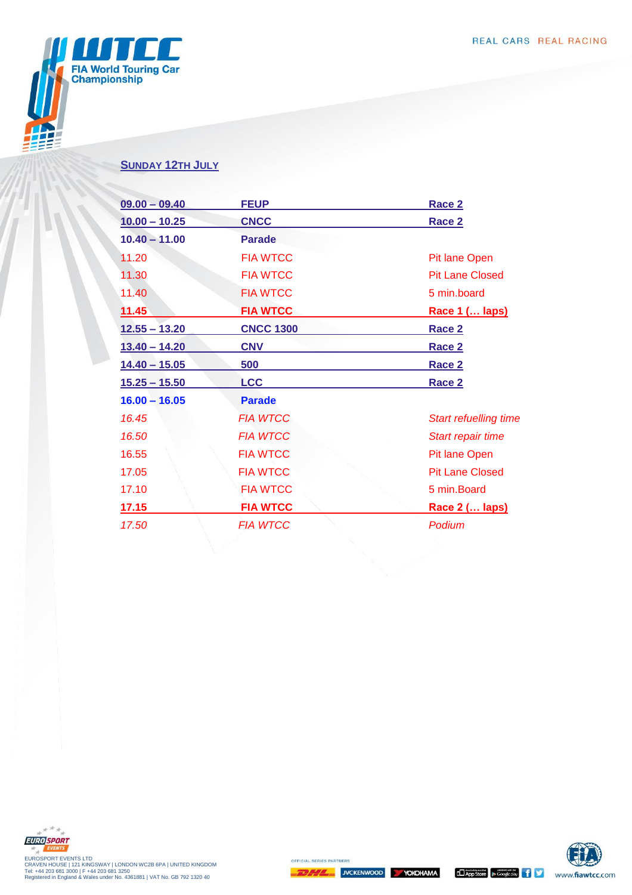## SUNDAY 12TH JULY

| | | |
|---|---|---|
| **09.00 – 09.40** | **FEUP** | **Race 2** |
| **10.00 – 10.25** | **CNCC** | **Race 2** |
| **10.40 – 11.00** | **Parade** | |
| 11.20 | FIA WTCC | Pit lane Open |
| 11.30 | FIA WTCC | Pit Lane Closed |
| 11.40 | FIA WTCC | 5 min.board |
| **11.45** | **FIA WTCC** | **Race 1 (… laps)** |
| **12.55 – 13.20** | **CNCC 1300** | **Race 2** |
| **13.40 – 14.20** | **CNV** | **Race 2** |
| **14.40 – 15.05** | **500** | **Race 2** |
| **15.25 – 15.50** | **LCC** | **Race 2** |
| **16.00 – 16.05** | **Parade** | |
| *16.45* | *FIA WTCC* | *Start refuelling time* |
| *16.50* | *FIA WTCC* | *Start repair time* |
| 16.55 | FIA WTCC | Pit lane Open |
| 17.05 | FIA WTCC | Pit Lane Closed |
| 17.10 | FIA WTCC | 5 min.Board |
| **17.15** | **FIA WTCC** | **Race 2 (… laps)** |
| *17.50* | *FIA WTCC* | *Podium* |